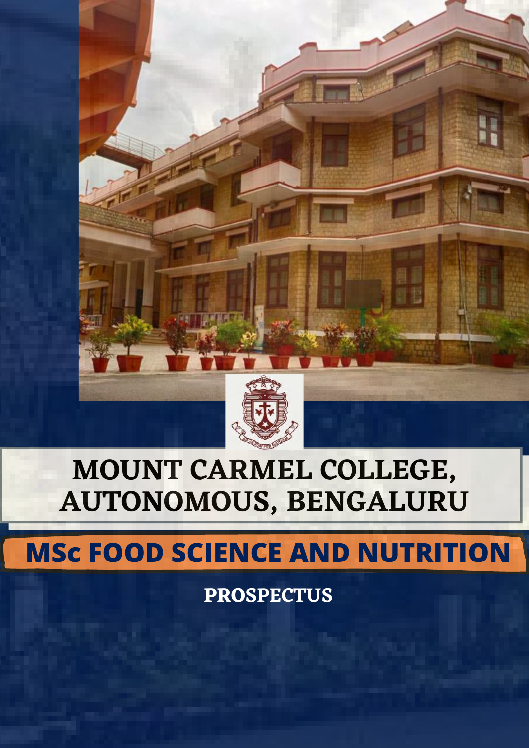# MOUNT CARMEL COLLEGE, AUTONOMOUS, BENGALURU

## MSc FOOD SCIENCE AND NUTRITION

**PROSPECTUS**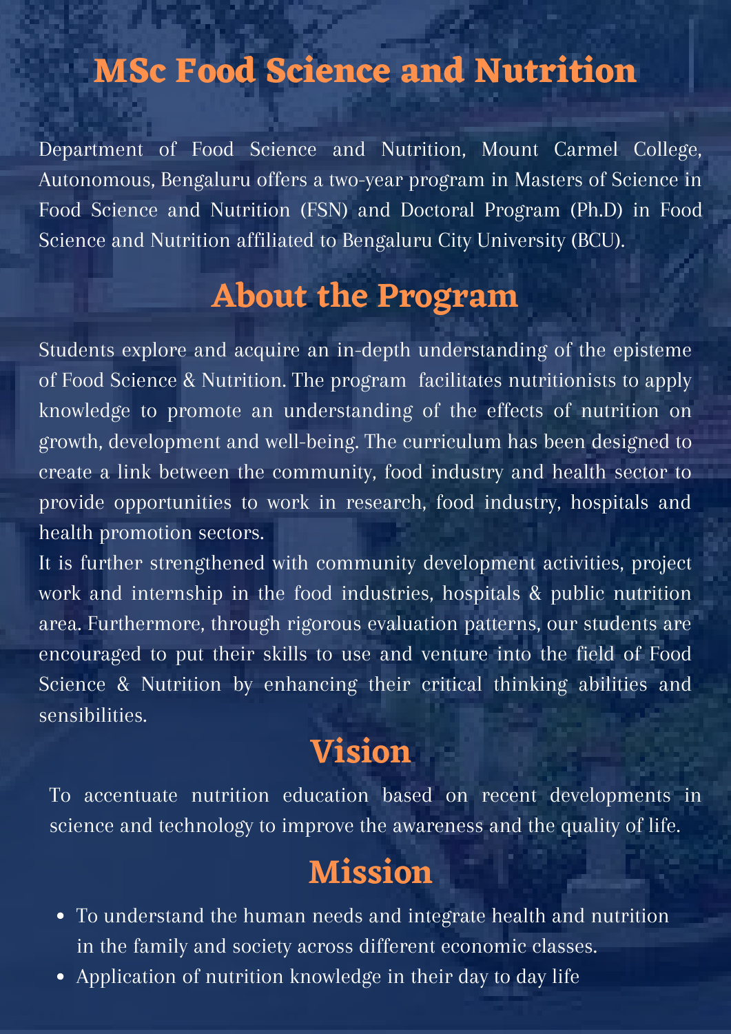# MSc Food Science and Nutrition

Department of Food Science and Nutrition, Mount Carmel College, Autonomous, Bengaluru offers a two-year program in Masters of Science in Food Science and Nutrition (FSN) and Doctoral Program (Ph.D) in Food Science and Nutrition affiliated to Bengaluru City University (BCU).

## About the Program

Students explore and acquire an in-depth understanding of the episteme of Food Science & Nutrition. The program facilitates nutritionists to apply knowledge to promote an understanding of the effects of nutrition on growth, development and well-being. The curriculum has been designed to create a link between the community, food industry and health sector to provide opportunities to work in research, food industry, hospitals and health promotion sectors.

It is further strengthened with community development activities, project work and internship in the food industries, hospitals & public nutrition area. Furthermore, through rigorous evaluation patterns, our students are encouraged to put their skills to use and venture into the field of Food Science & Nutrition by enhancing their critical thinking abilities and sensibilities.

## Vision

To accentuate nutrition education based on recent developments in science and technology to improve the awareness and the quality of life.

## Mission

- To understand the human needs and integrate health and nutrition in the family and society across different economic classes.
- Application of nutrition knowledge in their day to day life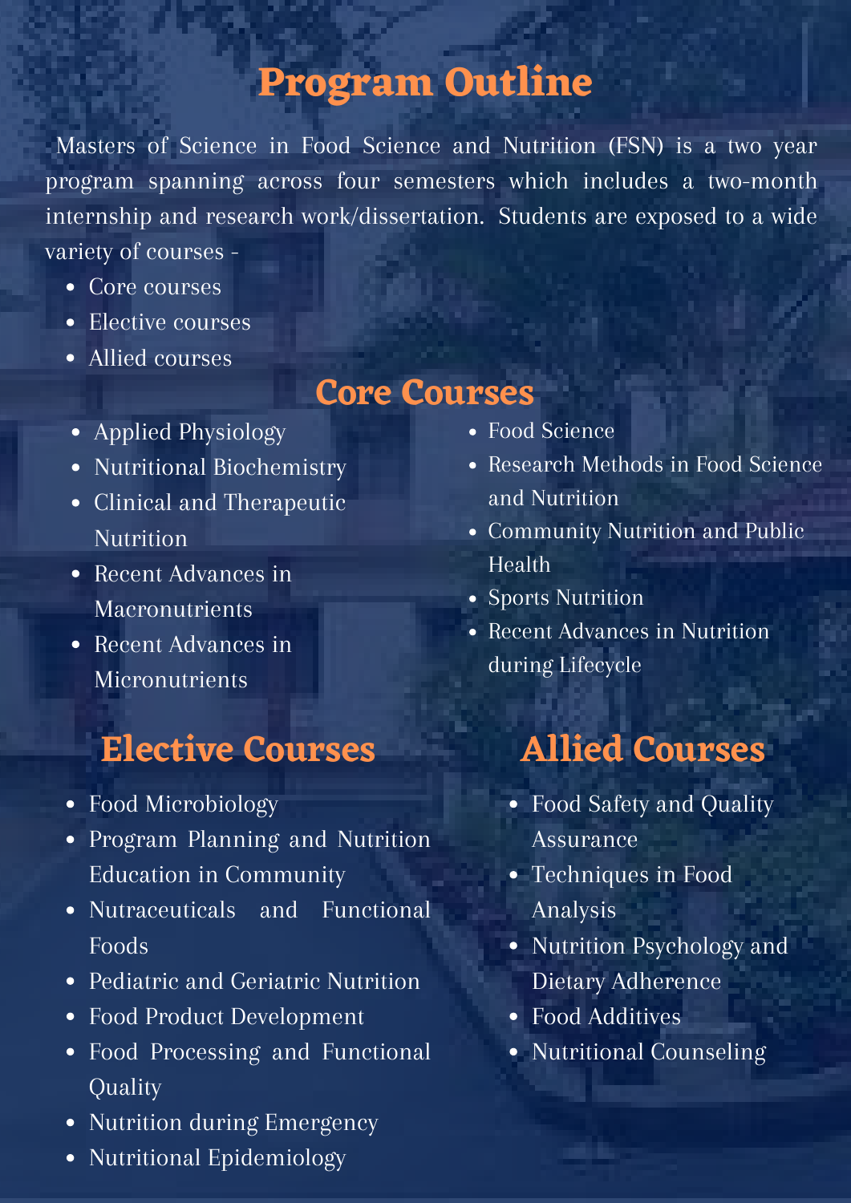# Program Outline

Masters of Science in Food Science and Nutrition (FSN) is a two year program spanning across four semesters which includes a two-month internship and research work/dissertation. Students are exposed to a wide variety of courses -

- Core courses
- Elective courses
- Allied courses

## Core Courses

- Applied Physiology
- Nutritional Biochemistry
- Clinical and Therapeutic Nutrition
- Recent Advances in Macronutrients
- Recent Advances in Micronutrients
- Food Science
- Research Methods in Food Science and Nutrition
- Community Nutrition and Public Health
- Sports Nutrition
- Recent Advances in Nutrition during Lifecycle

## Elective Courses

- Food Microbiology
- Program Planning and Nutrition Education in Community
- Nutraceuticals and Functional Foods
- Pediatric and Geriatric Nutrition
- Food Product Development
- Food Processing and Functional Quality
- Nutrition during Emergency
- Nutritional Epidemiology

## Allied Courses

- Food Safety and Quality Assurance
- Techniques in Food Analysis
- Nutrition Psychology and Dietary Adherence
- Food Additives
- Nutritional Counseling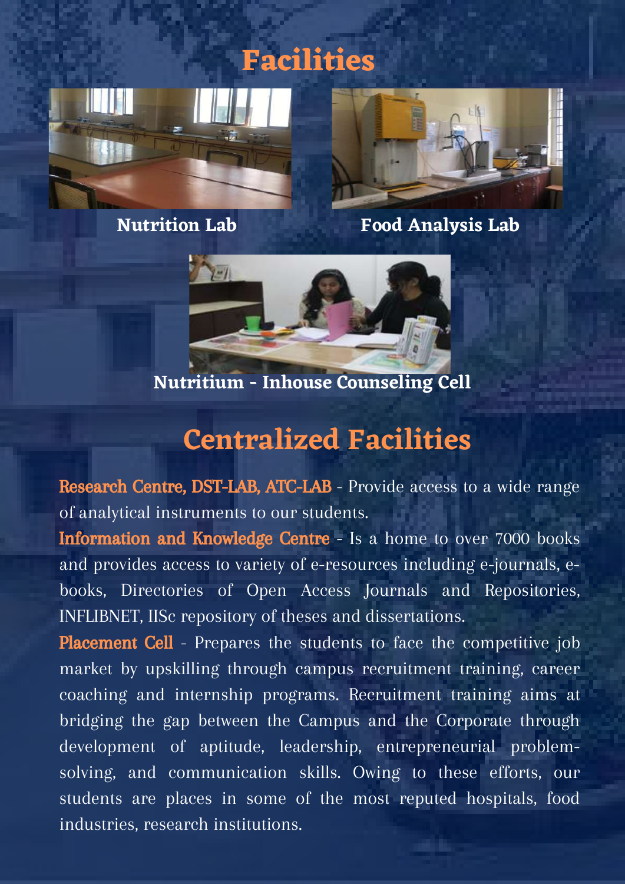# Facilities

**Nutrition Lab**

**Food Analysis Lab**

**Nutritium - Inhouse Counseling Cell**

# Centralized Facilities

**Research Centre, DST-LAB, ATC-LAB** - Provide access to a wide range of analytical instruments to our students.

**Information and Knowledge Centre** - Is a home to over 7000 books and provides access to variety of e-resources including e-journals, e-books, Directories of Open Access Journals and Repositories, INFLIBNET, IISc repository of theses and dissertations.

**Placement Cell** - Prepares the students to face the competitive job market by upskilling through campus recruitment training, career coaching and internship programs. Recruitment training aims at bridging the gap between the Campus and the Corporate through development of aptitude, leadership, entrepreneurial problem-solving, and communication skills. Owing to these efforts, our students are places in some of the most reputed hospitals, food industries, research institutions.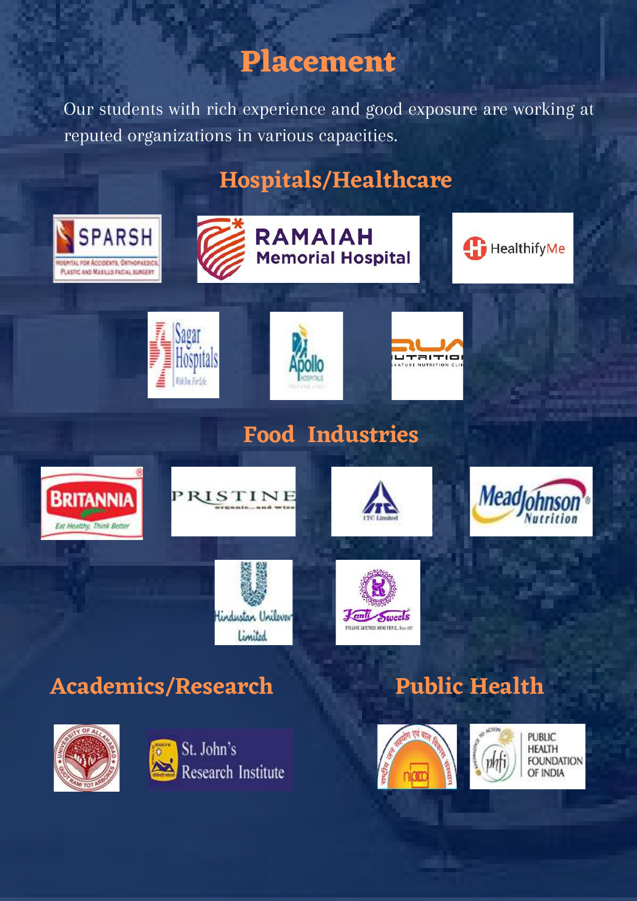# Placement

Our students with rich experience and good exposure are working at reputed organizations in various capacities.

## Hospitals/Healthcare

## Food Industries

## Academics/Research

## Public Health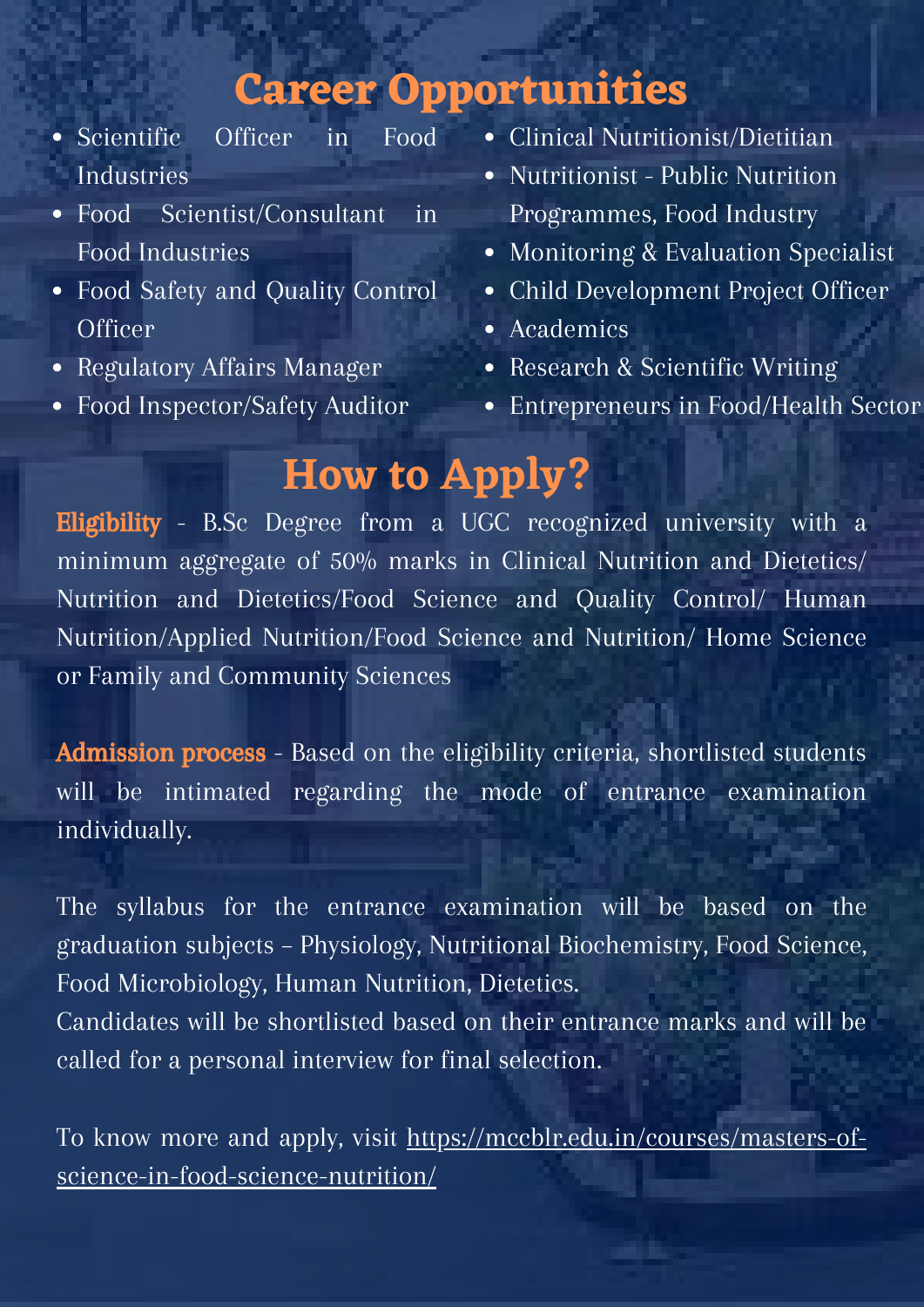## Career Opportunities

- Scientific Officer in Food Industries
- Food Scientist/Consultant in Food Industries
- Food Safety and Quality Control Officer
- Regulatory Affairs Manager
- Food Inspector/Safety Auditor
- Clinical Nutritionist/Dietitian
- Nutritionist - Public Nutrition Programmes, Food Industry
- Monitoring & Evaluation Specialist
- Child Development Project Officer
- Academics
- Research & Scientific Writing
- Entrepreneurs in Food/Health Sector

## How to Apply?

**Eligibility** - B.Sc Degree from a UGC recognized university with a minimum aggregate of 50% marks in Clinical Nutrition and Dietetics/ Nutrition and Dietetics/Food Science and Quality Control/ Human Nutrition/Applied Nutrition/Food Science and Nutrition/ Home Science or Family and Community Sciences

**Admission process** - Based on the eligibility criteria, shortlisted students will be intimated regarding the mode of entrance examination individually.

The syllabus for the entrance examination will be based on the graduation subjects – Physiology, Nutritional Biochemistry, Food Science, Food Microbiology, Human Nutrition, Dietetics.
Candidates will be shortlisted based on their entrance marks and will be called for a personal interview for final selection.

To know more and apply, visit https://mccblr.edu.in/courses/masters-of-science-in-food-science-nutrition/